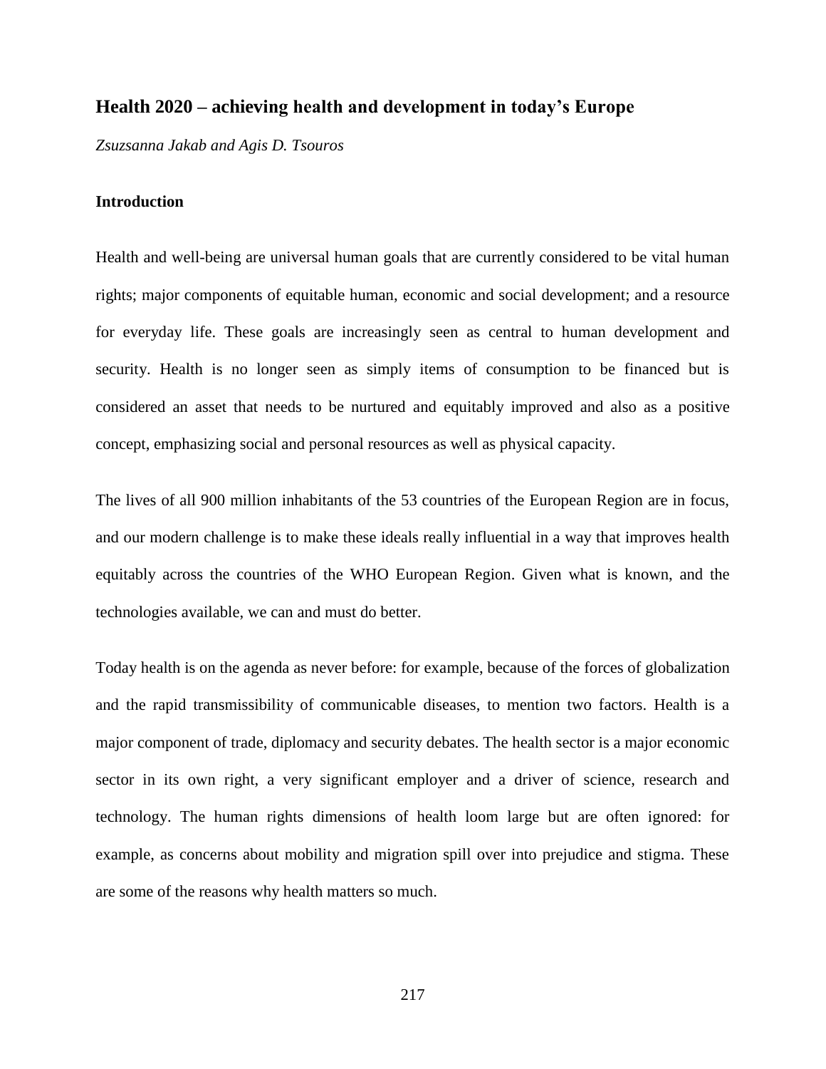# Health 2020 – achieving health and development in today's Europe

*Zsuzsanna Jakab and Agis D. Tsouros*

## Introduction

Health and well-being are universal human goals that are currently considered to be vital human rights; major components of equitable human, economic and social development; and a resource for everyday life. These goals are increasingly seen as central to human development and security. Health is no longer seen as simply items of consumption to be financed but is considered an asset that needs to be nurtured and equitably improved and also as a positive concept, emphasizing social and personal resources as well as physical capacity.

The lives of all 900 million inhabitants of the 53 countries of the European Region are in focus, and our modern challenge is to make these ideals really influential in a way that improves health equitably across the countries of the WHO European Region. Given what is known, and the technologies available, we can and must do better.

Today health is on the agenda as never before: for example, because of the forces of globalization and the rapid transmissibility of communicable diseases, to mention two factors. Health is a major component of trade, diplomacy and security debates. The health sector is a major economic sector in its own right, a very significant employer and a driver of science, research and technology. The human rights dimensions of health loom large but are often ignored: for example, as concerns about mobility and migration spill over into prejudice and stigma. These are some of the reasons why health matters so much.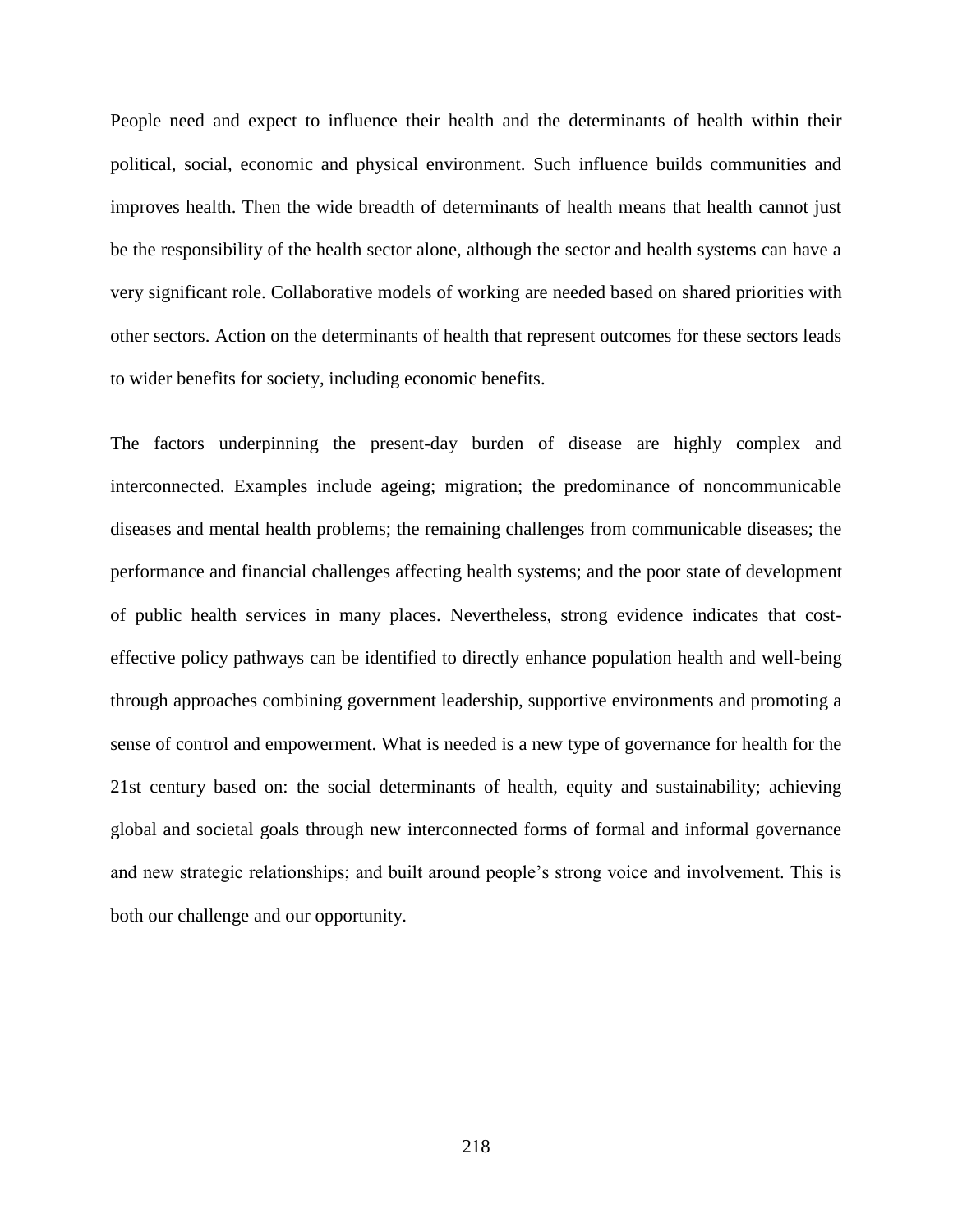People need and expect to influence their health and the determinants of health within their political, social, economic and physical environment. Such influence builds communities and improves health. Then the wide breadth of determinants of health means that health cannot just be the responsibility of the health sector alone, although the sector and health systems can have a very significant role. Collaborative models of working are needed based on shared priorities with other sectors. Action on the determinants of health that represent outcomes for these sectors leads to wider benefits for society, including economic benefits.

The factors underpinning the present-day burden of disease are highly complex and interconnected. Examples include ageing; migration; the predominance of noncommunicable diseases and mental health problems; the remaining challenges from communicable diseases; the performance and financial challenges affecting health systems; and the poor state of development of public health services in many places. Nevertheless, strong evidence indicates that cost-effective policy pathways can be identified to directly enhance population health and well-being through approaches combining government leadership, supportive environments and promoting a sense of control and empowerment. What is needed is a new type of governance for health for the 21st century based on: the social determinants of health, equity and sustainability; achieving global and societal goals through new interconnected forms of formal and informal governance and new strategic relationships; and built around people's strong voice and involvement. This is both our challenge and our opportunity.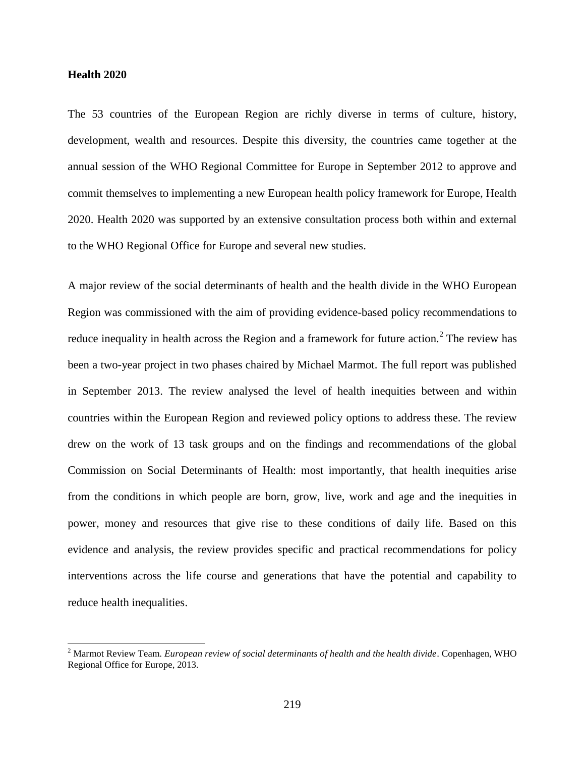**Health 2020**

The 53 countries of the European Region are richly diverse in terms of culture, history, development, wealth and resources. Despite this diversity, the countries came together at the annual session of the WHO Regional Committee for Europe in September 2012 to approve and commit themselves to implementing a new European health policy framework for Europe, Health 2020. Health 2020 was supported by an extensive consultation process both within and external to the WHO Regional Office for Europe and several new studies.

A major review of the social determinants of health and the health divide in the WHO European Region was commissioned with the aim of providing evidence-based policy recommendations to reduce inequality in health across the Region and a framework for future action.[2] The review has been a two-year project in two phases chaired by Michael Marmot. The full report was published in September 2013. The review analysed the level of health inequities between and within countries within the European Region and reviewed policy options to address these. The review drew on the work of 13 task groups and on the findings and recommendations of the global Commission on Social Determinants of Health: most importantly, that health inequities arise from the conditions in which people are born, grow, live, work and age and the inequities in power, money and resources that give rise to these conditions of daily life. Based on this evidence and analysis, the review provides specific and practical recommendations for policy interventions across the life course and generations that have the potential and capability to reduce health inequalities.

---

[2] Marmot Review Team. *European review of social determinants of health and the health divide*. Copenhagen, WHO Regional Office for Europe, 2013.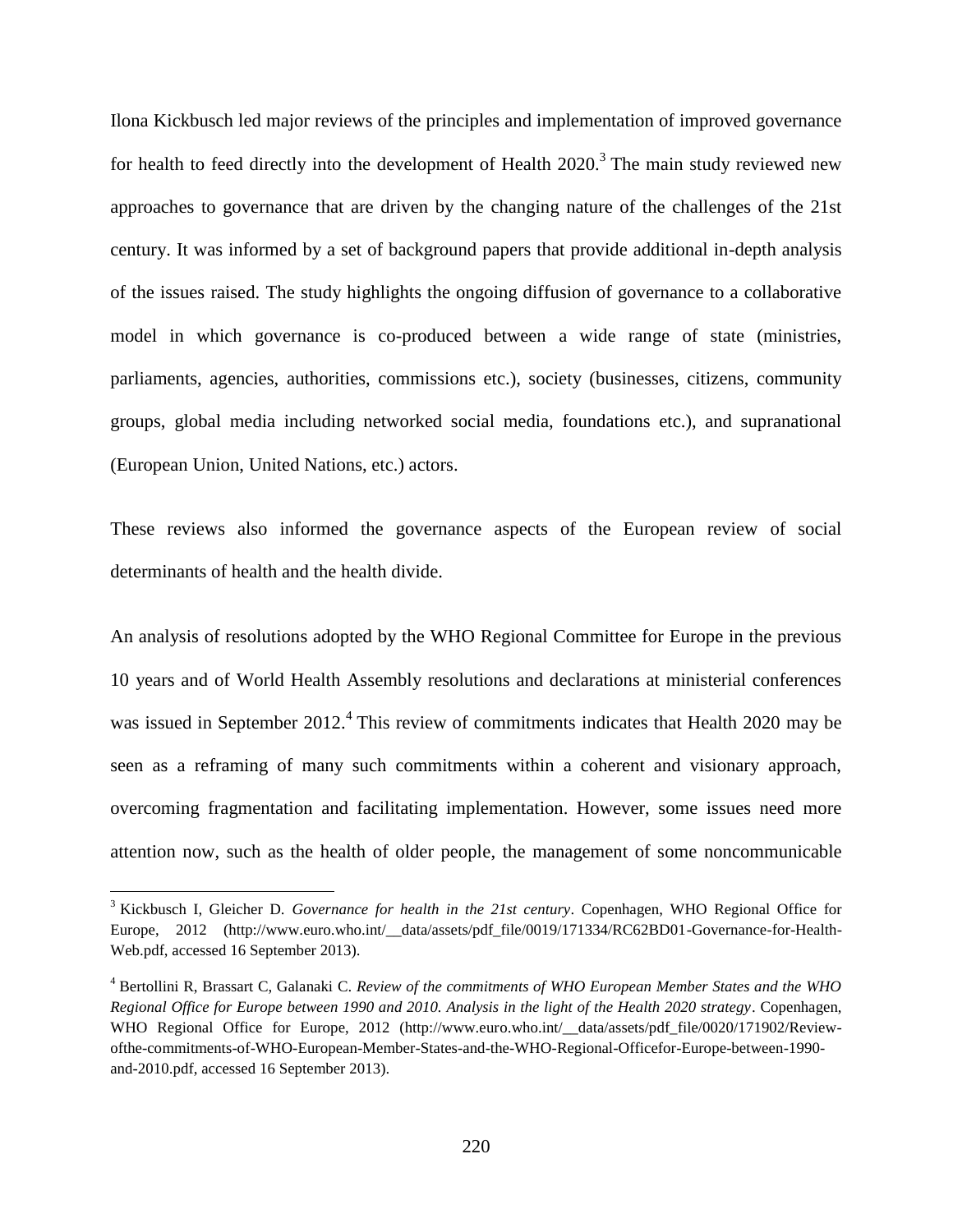Ilona Kickbusch led major reviews of the principles and implementation of improved governance for health to feed directly into the development of Health 2020.[3] The main study reviewed new approaches to governance that are driven by the changing nature of the challenges of the 21st century. It was informed by a set of background papers that provide additional in-depth analysis of the issues raised. The study highlights the ongoing diffusion of governance to a collaborative model in which governance is co-produced between a wide range of state (ministries, parliaments, agencies, authorities, commissions etc.), society (businesses, citizens, community groups, global media including networked social media, foundations etc.), and supranational (European Union, United Nations, etc.) actors.

These reviews also informed the governance aspects of the European review of social determinants of health and the health divide.

An analysis of resolutions adopted by the WHO Regional Committee for Europe in the previous 10 years and of World Health Assembly resolutions and declarations at ministerial conferences was issued in September 2012.[4] This review of commitments indicates that Health 2020 may be seen as a reframing of many such commitments within a coherent and visionary approach, overcoming fragmentation and facilitating implementation. However, some issues need more attention now, such as the health of older people, the management of some noncommunicable

---

[3] Kickbusch I, Gleicher D. *Governance for health in the 21st century*. Copenhagen, WHO Regional Office for Europe, 2012 (http://www.euro.who.int/__data/assets/pdf_file/0019/171334/RC62BD01-Governance-for-Health-Web.pdf, accessed 16 September 2013).

[4] Bertollini R, Brassart C, Galanaki C. *Review of the commitments of WHO European Member States and the WHO Regional Office for Europe between 1990 and 2010. Analysis in the light of the Health 2020 strategy*. Copenhagen, WHO Regional Office for Europe, 2012 (http://www.euro.who.int/__data/assets/pdf_file/0020/171902/Review-ofthe-commitments-of-WHO-European-Member-States-and-the-WHO-Regional-Officefor-Europe-between-1990-and-2010.pdf, accessed 16 September 2013).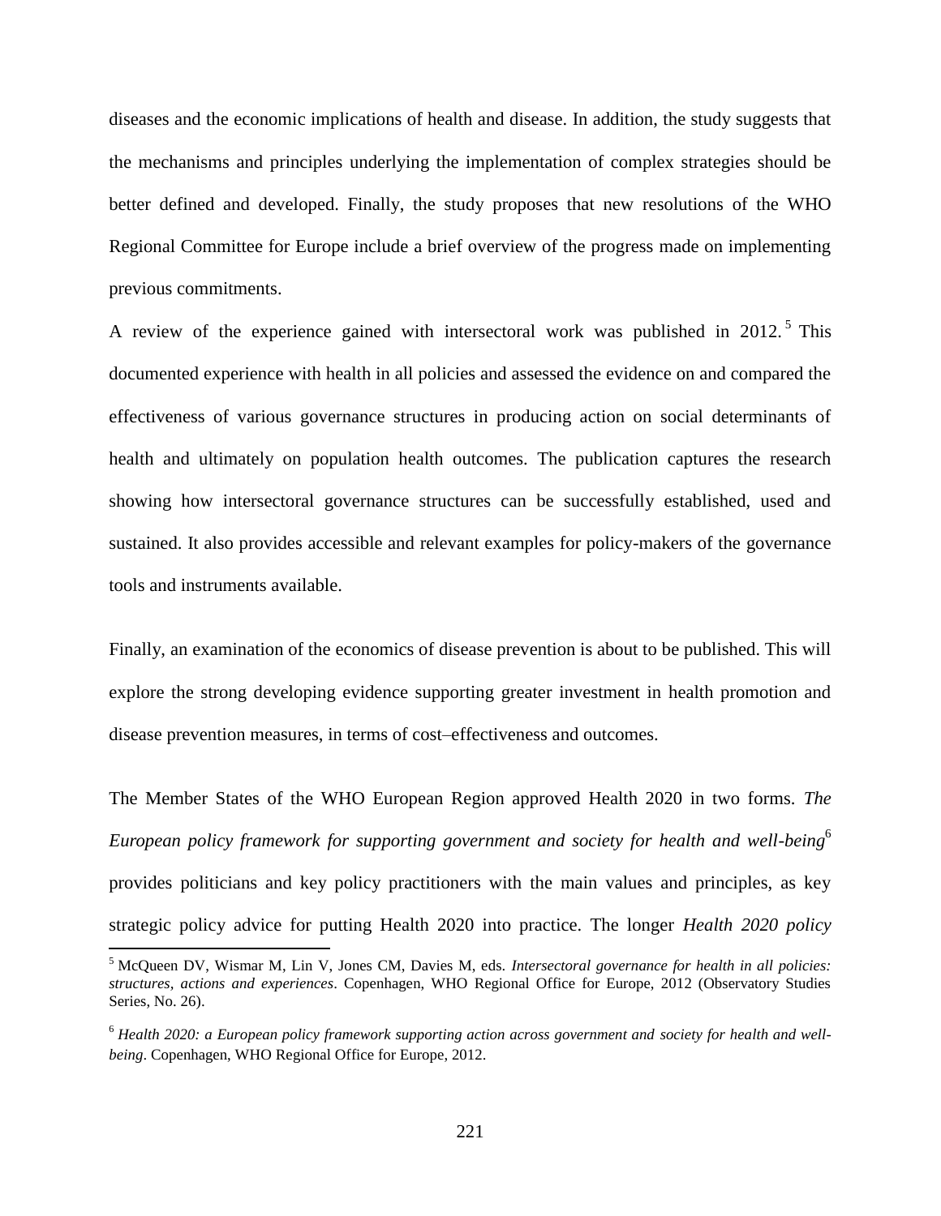diseases and the economic implications of health and disease. In addition, the study suggests that the mechanisms and principles underlying the implementation of complex strategies should be better defined and developed. Finally, the study proposes that new resolutions of the WHO Regional Committee for Europe include a brief overview of the progress made on implementing previous commitments.

A review of the experience gained with intersectoral work was published in 2012.[5] This documented experience with health in all policies and assessed the evidence on and compared the effectiveness of various governance structures in producing action on social determinants of health and ultimately on population health outcomes. The publication captures the research showing how intersectoral governance structures can be successfully established, used and sustained. It also provides accessible and relevant examples for policy-makers of the governance tools and instruments available.

Finally, an examination of the economics of disease prevention is about to be published. This will explore the strong developing evidence supporting greater investment in health promotion and disease prevention measures, in terms of cost–effectiveness and outcomes.

The Member States of the WHO European Region approved Health 2020 in two forms. *The European policy framework for supporting government and society for health and well-being*[6] provides politicians and key policy practitioners with the main values and principles, as key strategic policy advice for putting Health 2020 into practice. The longer *Health 2020 policy*

---

[5] McQueen DV, Wismar M, Lin V, Jones CM, Davies M, eds. *Intersectoral governance for health in all policies: structures, actions and experiences*. Copenhagen, WHO Regional Office for Europe, 2012 (Observatory Studies Series, No. 26).

[6] *Health 2020: a European policy framework supporting action across government and society for health and well-being*. Copenhagen, WHO Regional Office for Europe, 2012.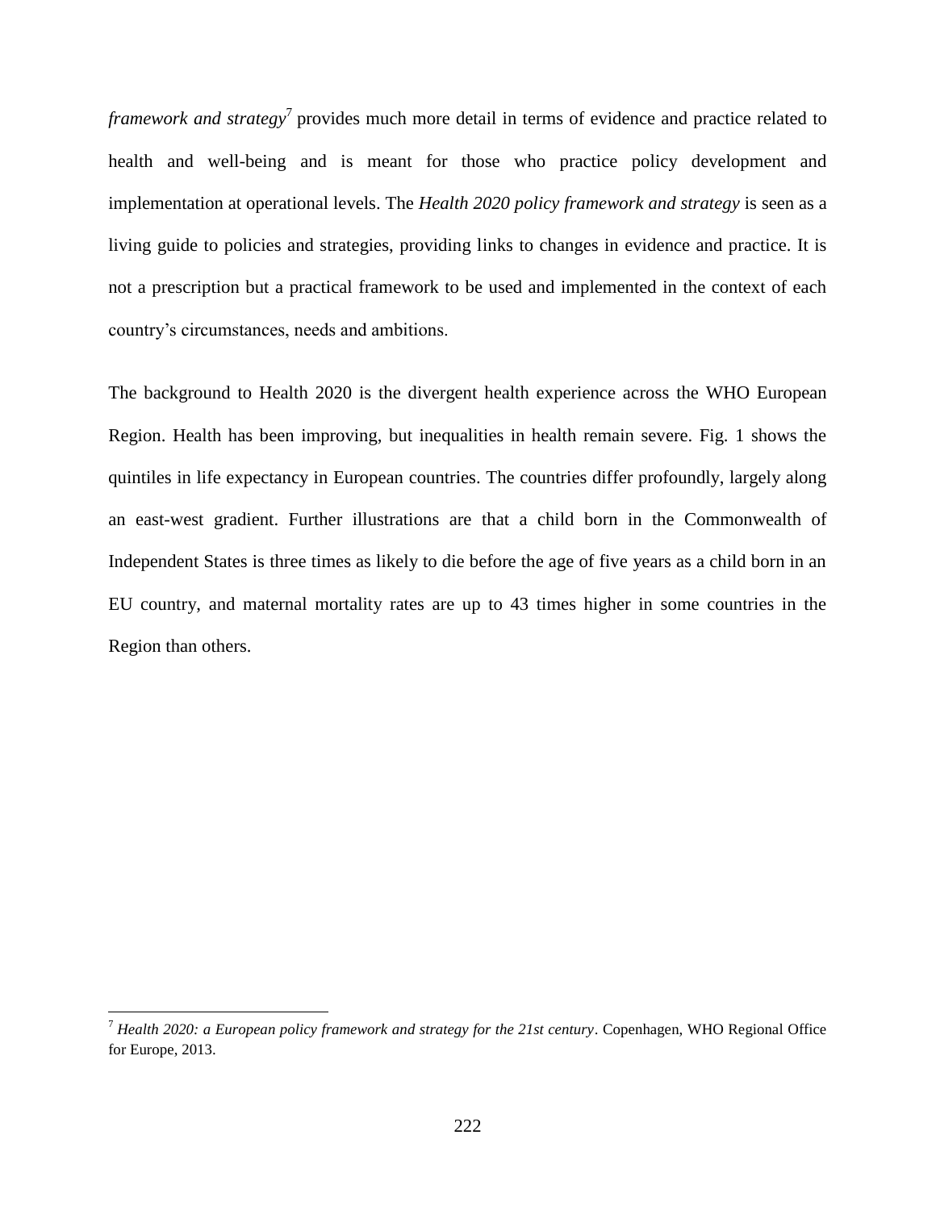*framework and strategy*[7] provides much more detail in terms of evidence and practice related to health and well-being and is meant for those who practice policy development and implementation at operational levels. The *Health 2020 policy framework and strategy* is seen as a living guide to policies and strategies, providing links to changes in evidence and practice. It is not a prescription but a practical framework to be used and implemented in the context of each country's circumstances, needs and ambitions.

The background to Health 2020 is the divergent health experience across the WHO European Region. Health has been improving, but inequalities in health remain severe. Fig. 1 shows the quintiles in life expectancy in European countries. The countries differ profoundly, largely along an east-west gradient. Further illustrations are that a child born in the Commonwealth of Independent States is three times as likely to die before the age of five years as a child born in an EU country, and maternal mortality rates are up to 43 times higher in some countries in the Region than others.

---

[7] *Health 2020: a European policy framework and strategy for the 21st century*. Copenhagen, WHO Regional Office for Europe, 2013.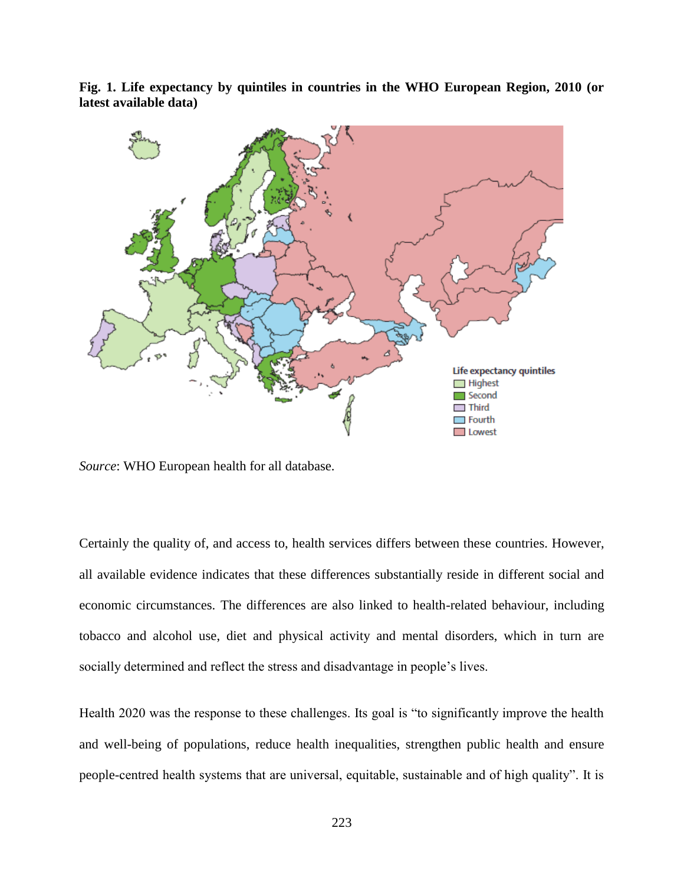**Fig. 1. Life expectancy by quintiles in countries in the WHO European Region, 2010 (or latest available data)**

*Source*: WHO European health for all database.

Certainly the quality of, and access to, health services differs between these countries. However, all available evidence indicates that these differences substantially reside in different social and economic circumstances. The differences are also linked to health-related behaviour, including tobacco and alcohol use, diet and physical activity and mental disorders, which in turn are socially determined and reflect the stress and disadvantage in people's lives.

Health 2020 was the response to these challenges. Its goal is "to significantly improve the health and well-being of populations, reduce health inequalities, strengthen public health and ensure people-centred health systems that are universal, equitable, sustainable and of high quality". It is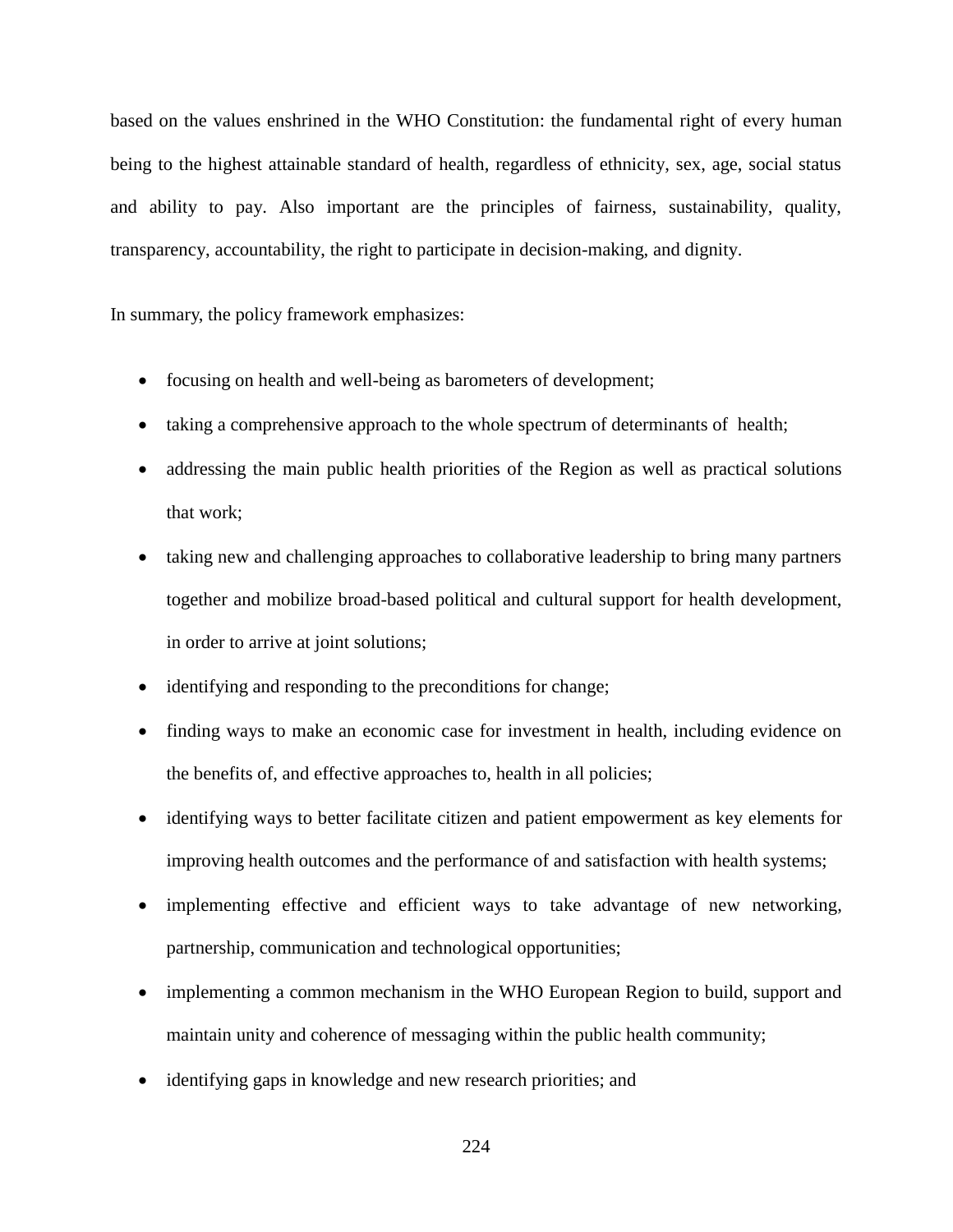based on the values enshrined in the WHO Constitution: the fundamental right of every human being to the highest attainable standard of health, regardless of ethnicity, sex, age, social status and ability to pay. Also important are the principles of fairness, sustainability, quality, transparency, accountability, the right to participate in decision-making, and dignity.

In summary, the policy framework emphasizes:

- focusing on health and well-being as barometers of development;
- taking a comprehensive approach to the whole spectrum of determinants of health;
- addressing the main public health priorities of the Region as well as practical solutions that work;
- taking new and challenging approaches to collaborative leadership to bring many partners together and mobilize broad-based political and cultural support for health development, in order to arrive at joint solutions;
- identifying and responding to the preconditions for change;
- finding ways to make an economic case for investment in health, including evidence on the benefits of, and effective approaches to, health in all policies;
- identifying ways to better facilitate citizen and patient empowerment as key elements for improving health outcomes and the performance of and satisfaction with health systems;
- implementing effective and efficient ways to take advantage of new networking, partnership, communication and technological opportunities;
- implementing a common mechanism in the WHO European Region to build, support and maintain unity and coherence of messaging within the public health community;
- identifying gaps in knowledge and new research priorities; and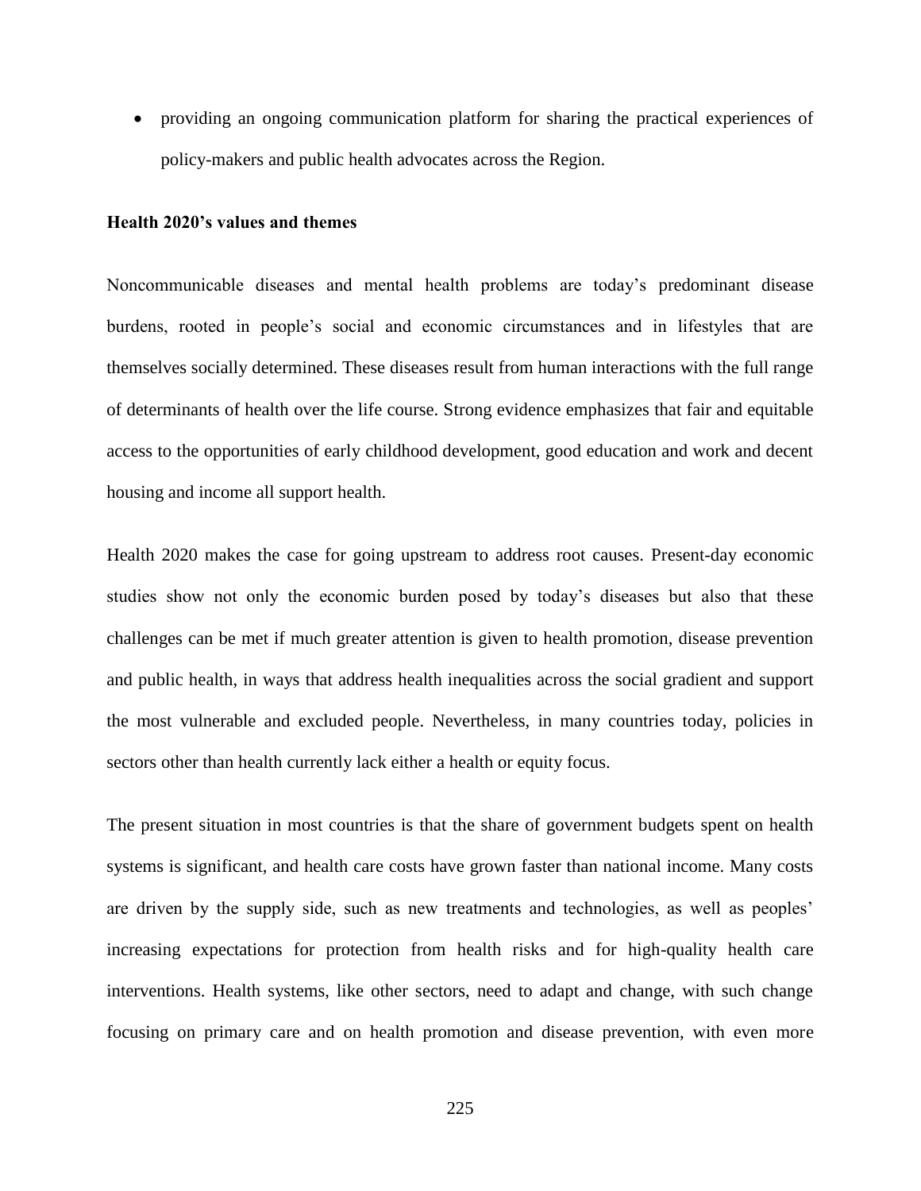- providing an ongoing communication platform for sharing the practical experiences of policy-makers and public health advocates across the Region.

**Health 2020's values and themes**

Noncommunicable diseases and mental health problems are today's predominant disease burdens, rooted in people's social and economic circumstances and in lifestyles that are themselves socially determined. These diseases result from human interactions with the full range of determinants of health over the life course. Strong evidence emphasizes that fair and equitable access to the opportunities of early childhood development, good education and work and decent housing and income all support health.

Health 2020 makes the case for going upstream to address root causes. Present-day economic studies show not only the economic burden posed by today's diseases but also that these challenges can be met if much greater attention is given to health promotion, disease prevention and public health, in ways that address health inequalities across the social gradient and support the most vulnerable and excluded people. Nevertheless, in many countries today, policies in sectors other than health currently lack either a health or equity focus.

The present situation in most countries is that the share of government budgets spent on health systems is significant, and health care costs have grown faster than national income. Many costs are driven by the supply side, such as new treatments and technologies, as well as peoples' increasing expectations for protection from health risks and for high-quality health care interventions. Health systems, like other sectors, need to adapt and change, with such change focusing on primary care and on health promotion and disease prevention, with even more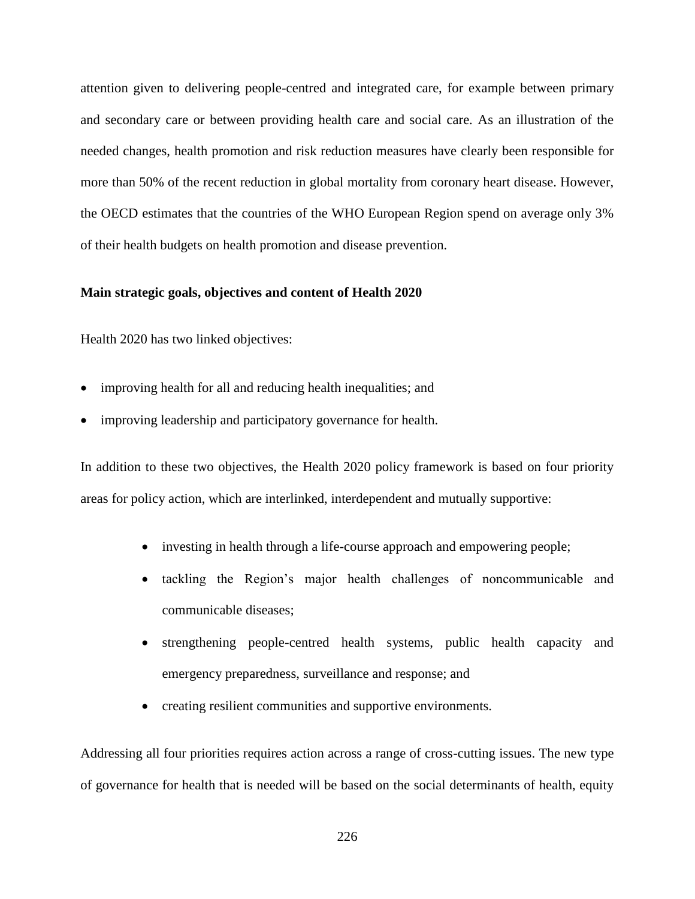attention given to delivering people-centred and integrated care, for example between primary and secondary care or between providing health care and social care. As an illustration of the needed changes, health promotion and risk reduction measures have clearly been responsible for more than 50% of the recent reduction in global mortality from coronary heart disease. However, the OECD estimates that the countries of the WHO European Region spend on average only 3% of their health budgets on health promotion and disease prevention.

**Main strategic goals, objectives and content of Health 2020**

Health 2020 has two linked objectives:

- improving health for all and reducing health inequalities; and
- improving leadership and participatory governance for health.

In addition to these two objectives, the Health 2020 policy framework is based on four priority areas for policy action, which are interlinked, interdependent and mutually supportive:

- investing in health through a life-course approach and empowering people;
- tackling the Region's major health challenges of noncommunicable and communicable diseases;
- strengthening people-centred health systems, public health capacity and emergency preparedness, surveillance and response; and
- creating resilient communities and supportive environments.

Addressing all four priorities requires action across a range of cross-cutting issues. The new type of governance for health that is needed will be based on the social determinants of health, equity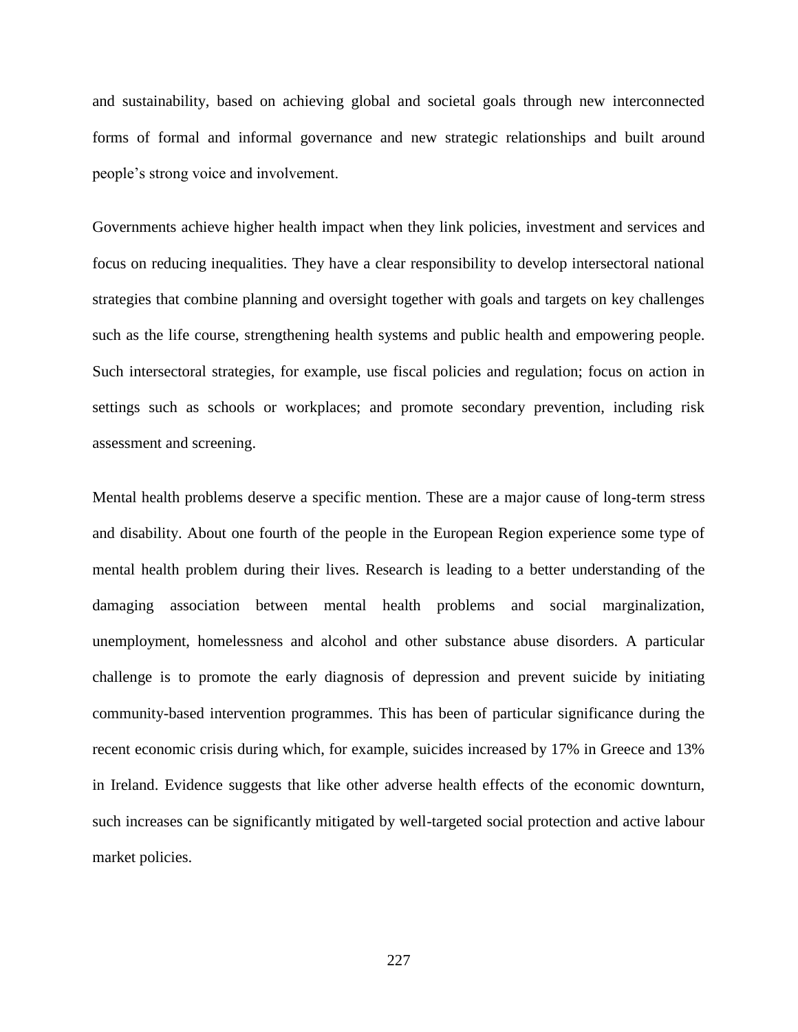and sustainability, based on achieving global and societal goals through new interconnected forms of formal and informal governance and new strategic relationships and built around people's strong voice and involvement.

Governments achieve higher health impact when they link policies, investment and services and focus on reducing inequalities. They have a clear responsibility to develop intersectoral national strategies that combine planning and oversight together with goals and targets on key challenges such as the life course, strengthening health systems and public health and empowering people. Such intersectoral strategies, for example, use fiscal policies and regulation; focus on action in settings such as schools or workplaces; and promote secondary prevention, including risk assessment and screening.

Mental health problems deserve a specific mention. These are a major cause of long-term stress and disability. About one fourth of the people in the European Region experience some type of mental health problem during their lives. Research is leading to a better understanding of the damaging association between mental health problems and social marginalization, unemployment, homelessness and alcohol and other substance abuse disorders. A particular challenge is to promote the early diagnosis of depression and prevent suicide by initiating community-based intervention programmes. This has been of particular significance during the recent economic crisis during which, for example, suicides increased by 17% in Greece and 13% in Ireland. Evidence suggests that like other adverse health effects of the economic downturn, such increases can be significantly mitigated by well-targeted social protection and active labour market policies.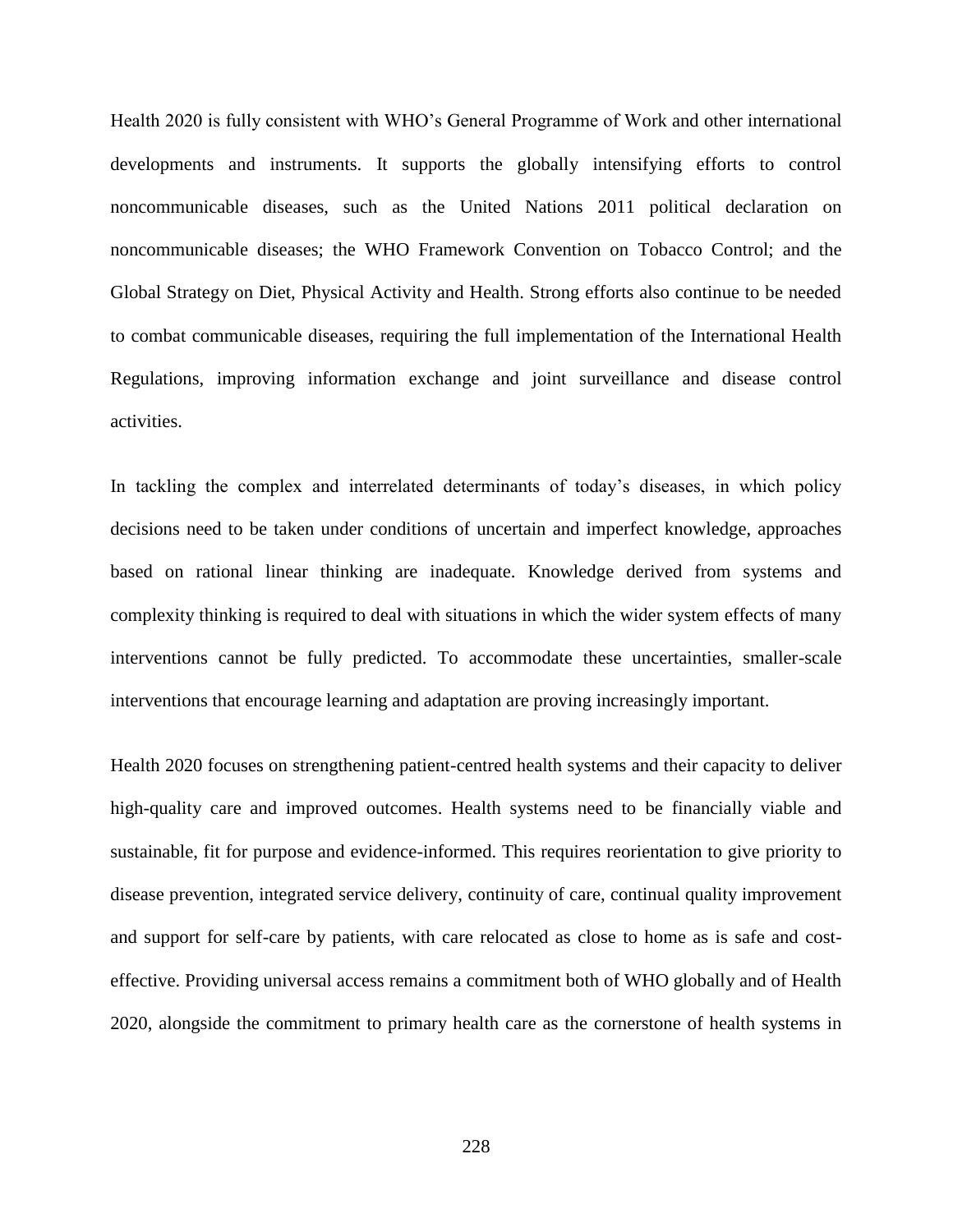Health 2020 is fully consistent with WHO's General Programme of Work and other international developments and instruments. It supports the globally intensifying efforts to control noncommunicable diseases, such as the United Nations 2011 political declaration on noncommunicable diseases; the WHO Framework Convention on Tobacco Control; and the Global Strategy on Diet, Physical Activity and Health. Strong efforts also continue to be needed to combat communicable diseases, requiring the full implementation of the International Health Regulations, improving information exchange and joint surveillance and disease control activities.

In tackling the complex and interrelated determinants of today's diseases, in which policy decisions need to be taken under conditions of uncertain and imperfect knowledge, approaches based on rational linear thinking are inadequate. Knowledge derived from systems and complexity thinking is required to deal with situations in which the wider system effects of many interventions cannot be fully predicted. To accommodate these uncertainties, smaller-scale interventions that encourage learning and adaptation are proving increasingly important.

Health 2020 focuses on strengthening patient-centred health systems and their capacity to deliver high-quality care and improved outcomes. Health systems need to be financially viable and sustainable, fit for purpose and evidence-informed. This requires reorientation to give priority to disease prevention, integrated service delivery, continuity of care, continual quality improvement and support for self-care by patients, with care relocated as close to home as is safe and cost-effective. Providing universal access remains a commitment both of WHO globally and of Health 2020, alongside the commitment to primary health care as the cornerstone of health systems in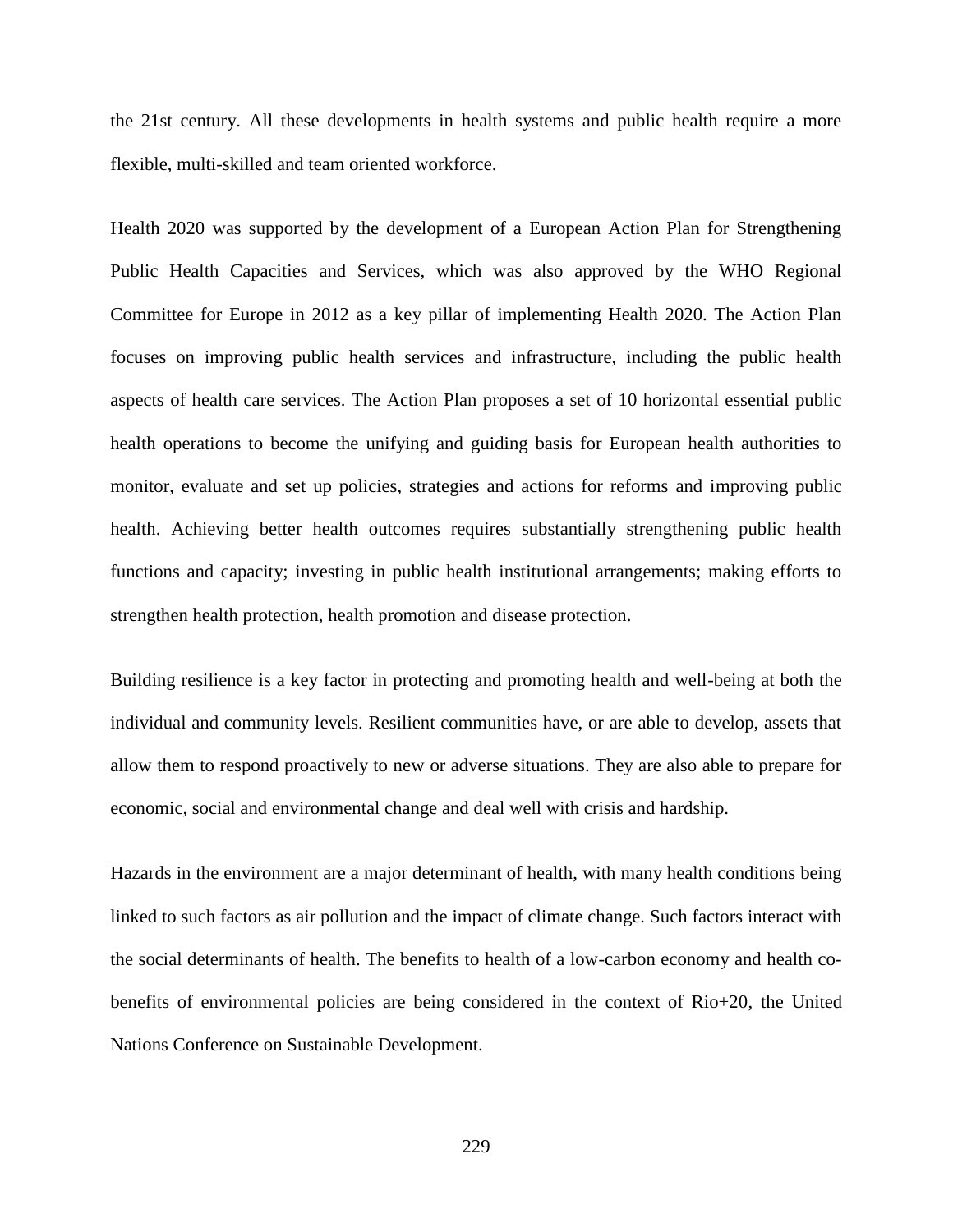the 21st century. All these developments in health systems and public health require a more flexible, multi-skilled and team oriented workforce.

Health 2020 was supported by the development of a European Action Plan for Strengthening Public Health Capacities and Services, which was also approved by the WHO Regional Committee for Europe in 2012 as a key pillar of implementing Health 2020. The Action Plan focuses on improving public health services and infrastructure, including the public health aspects of health care services. The Action Plan proposes a set of 10 horizontal essential public health operations to become the unifying and guiding basis for European health authorities to monitor, evaluate and set up policies, strategies and actions for reforms and improving public health. Achieving better health outcomes requires substantially strengthening public health functions and capacity; investing in public health institutional arrangements; making efforts to strengthen health protection, health promotion and disease protection.

Building resilience is a key factor in protecting and promoting health and well-being at both the individual and community levels. Resilient communities have, or are able to develop, assets that allow them to respond proactively to new or adverse situations. They are also able to prepare for economic, social and environmental change and deal well with crisis and hardship.

Hazards in the environment are a major determinant of health, with many health conditions being linked to such factors as air pollution and the impact of climate change. Such factors interact with the social determinants of health. The benefits to health of a low-carbon economy and health co-benefits of environmental policies are being considered in the context of Rio+20, the United Nations Conference on Sustainable Development.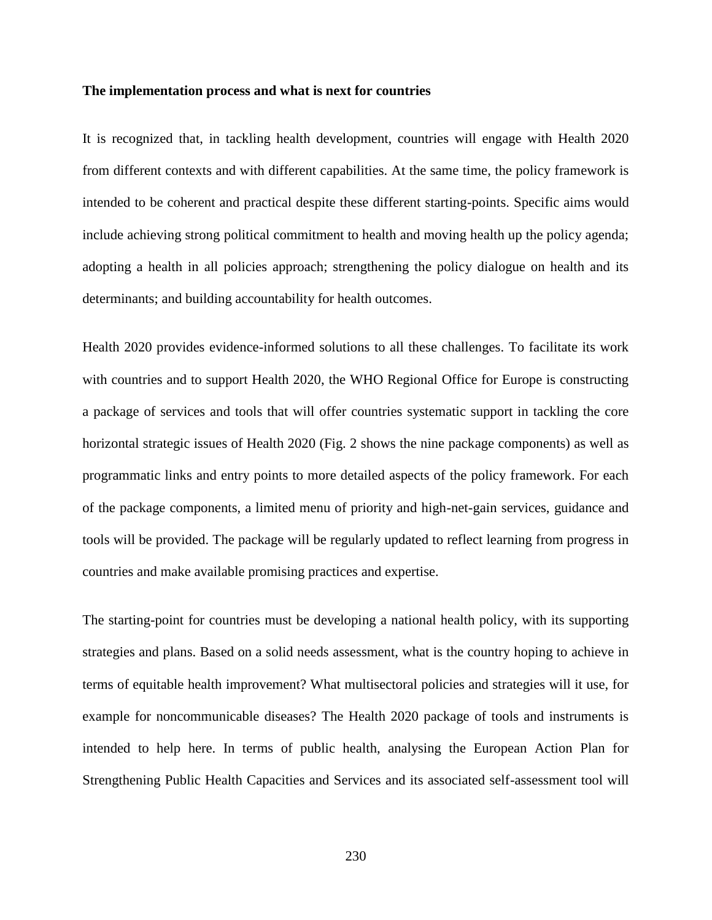**The implementation process and what is next for countries**

It is recognized that, in tackling health development, countries will engage with Health 2020 from different contexts and with different capabilities. At the same time, the policy framework is intended to be coherent and practical despite these different starting-points. Specific aims would include achieving strong political commitment to health and moving health up the policy agenda; adopting a health in all policies approach; strengthening the policy dialogue on health and its determinants; and building accountability for health outcomes.

Health 2020 provides evidence-informed solutions to all these challenges. To facilitate its work with countries and to support Health 2020, the WHO Regional Office for Europe is constructing a package of services and tools that will offer countries systematic support in tackling the core horizontal strategic issues of Health 2020 (Fig. 2 shows the nine package components) as well as programmatic links and entry points to more detailed aspects of the policy framework. For each of the package components, a limited menu of priority and high-net-gain services, guidance and tools will be provided. The package will be regularly updated to reflect learning from progress in countries and make available promising practices and expertise.

The starting-point for countries must be developing a national health policy, with its supporting strategies and plans. Based on a solid needs assessment, what is the country hoping to achieve in terms of equitable health improvement? What multisectoral policies and strategies will it use, for example for noncommunicable diseases? The Health 2020 package of tools and instruments is intended to help here. In terms of public health, analysing the European Action Plan for Strengthening Public Health Capacities and Services and its associated self-assessment tool will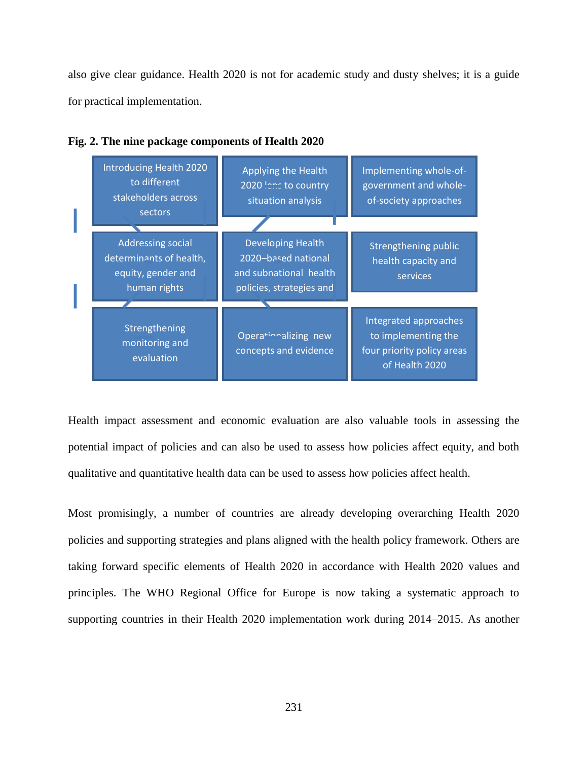also give clear guidance. Health 2020 is not for academic study and dusty shelves; it is a guide for practical implementation.

**Fig. 2. The nine package components of Health 2020**

| | | |
|---|---|---|
| Introducing Health 2020 to different stakeholders across sectors | Applying the Health 2020 lens to country situation analysis | Implementing whole-of-government and whole-of-society approaches |
| Addressing social determinants of health, equity, gender and human rights | Developing Health 2020–based national and subnational health policies, strategies and | Strengthening public health capacity and services |
| Strengthening monitoring and evaluation | Operationalizing new concepts and evidence | Integrated approaches to implementing the four priority policy areas of Health 2020 |

Health impact assessment and economic evaluation are also valuable tools in assessing the potential impact of policies and can also be used to assess how policies affect equity, and both qualitative and quantitative health data can be used to assess how policies affect health.

Most promisingly, a number of countries are already developing overarching Health 2020 policies and supporting strategies and plans aligned with the health policy framework. Others are taking forward specific elements of Health 2020 in accordance with Health 2020 values and principles. The WHO Regional Office for Europe is now taking a systematic approach to supporting countries in their Health 2020 implementation work during 2014–2015. As another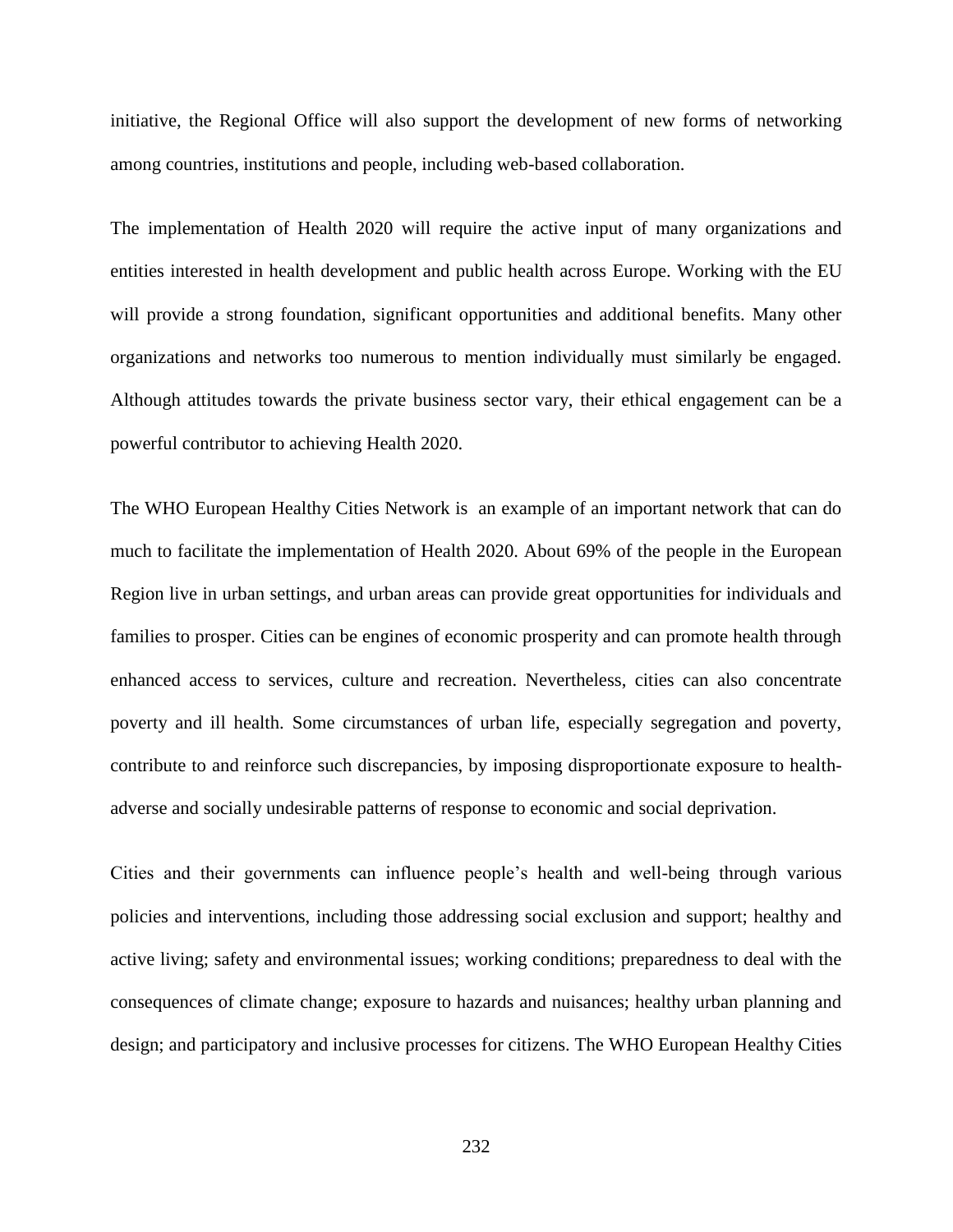initiative, the Regional Office will also support the development of new forms of networking among countries, institutions and people, including web-based collaboration.

The implementation of Health 2020 will require the active input of many organizations and entities interested in health development and public health across Europe. Working with the EU will provide a strong foundation, significant opportunities and additional benefits. Many other organizations and networks too numerous to mention individually must similarly be engaged. Although attitudes towards the private business sector vary, their ethical engagement can be a powerful contributor to achieving Health 2020.

The WHO European Healthy Cities Network is an example of an important network that can do much to facilitate the implementation of Health 2020. About 69% of the people in the European Region live in urban settings, and urban areas can provide great opportunities for individuals and families to prosper. Cities can be engines of economic prosperity and can promote health through enhanced access to services, culture and recreation. Nevertheless, cities can also concentrate poverty and ill health. Some circumstances of urban life, especially segregation and poverty, contribute to and reinforce such discrepancies, by imposing disproportionate exposure to health-adverse and socially undesirable patterns of response to economic and social deprivation.

Cities and their governments can influence people's health and well-being through various policies and interventions, including those addressing social exclusion and support; healthy and active living; safety and environmental issues; working conditions; preparedness to deal with the consequences of climate change; exposure to hazards and nuisances; healthy urban planning and design; and participatory and inclusive processes for citizens. The WHO European Healthy Cities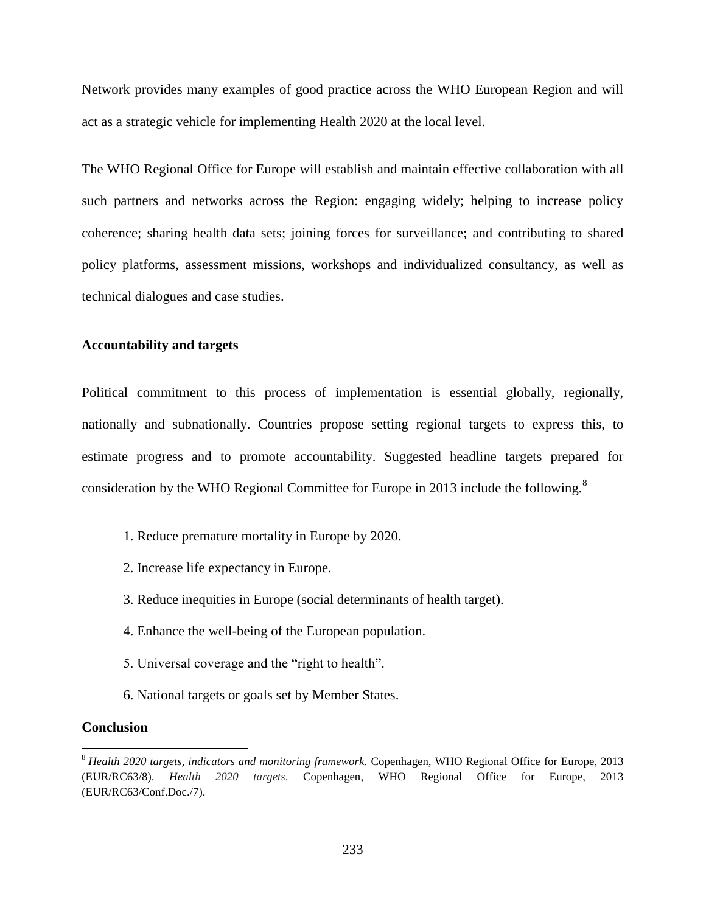Network provides many examples of good practice across the WHO European Region and will act as a strategic vehicle for implementing Health 2020 at the local level.

The WHO Regional Office for Europe will establish and maintain effective collaboration with all such partners and networks across the Region: engaging widely; helping to increase policy coherence; sharing health data sets; joining forces for surveillance; and contributing to shared policy platforms, assessment missions, workshops and individualized consultancy, as well as technical dialogues and case studies.

**Accountability and targets**

Political commitment to this process of implementation is essential globally, regionally, nationally and subnationally. Countries propose setting regional targets to express this, to estimate progress and to promote accountability. Suggested headline targets prepared for consideration by the WHO Regional Committee for Europe in 2013 include the following.[8]

1. Reduce premature mortality in Europe by 2020.
2. Increase life expectancy in Europe.
3. Reduce inequities in Europe (social determinants of health target).
4. Enhance the well-being of the European population.
5. Universal coverage and the "right to health".
6. National targets or goals set by Member States.

**Conclusion**

[8] *Health 2020 targets, indicators and monitoring framework*. Copenhagen, WHO Regional Office for Europe, 2013 (EUR/RC63/8). *Health 2020 targets*. Copenhagen, WHO Regional Office for Europe, 2013 (EUR/RC63/Conf.Doc./7).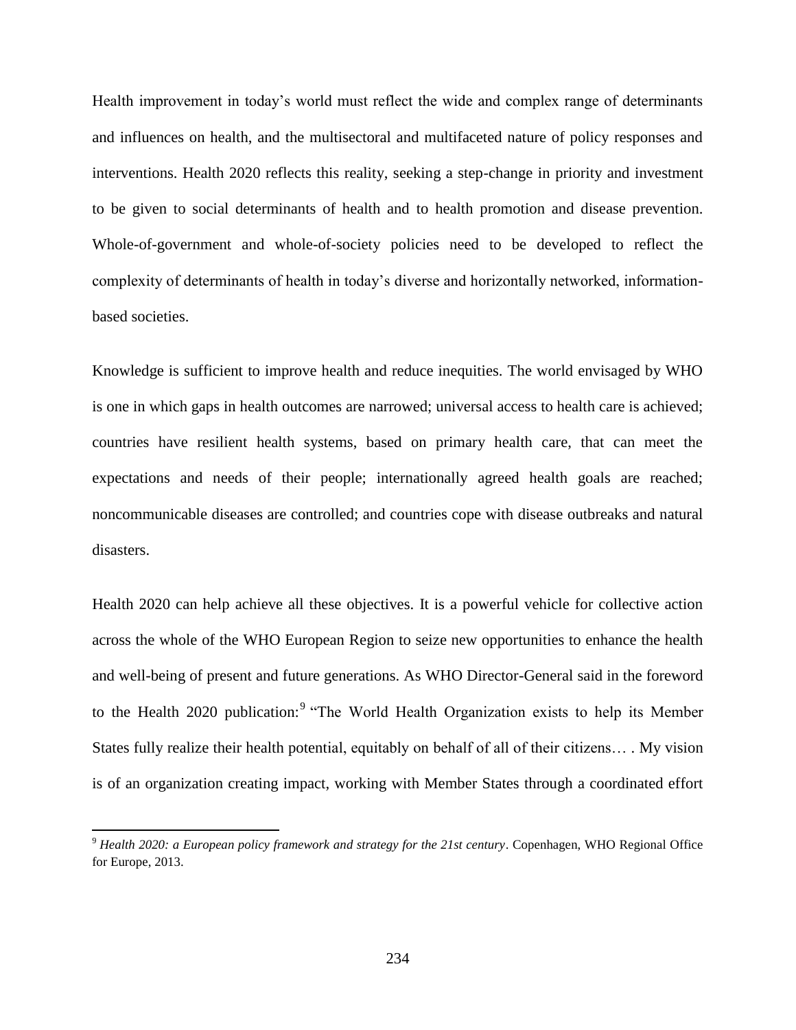Health improvement in today's world must reflect the wide and complex range of determinants and influences on health, and the multisectoral and multifaceted nature of policy responses and interventions. Health 2020 reflects this reality, seeking a step-change in priority and investment to be given to social determinants of health and to health promotion and disease prevention. Whole-of-government and whole-of-society policies need to be developed to reflect the complexity of determinants of health in today's diverse and horizontally networked, information-based societies.

Knowledge is sufficient to improve health and reduce inequities. The world envisaged by WHO is one in which gaps in health outcomes are narrowed; universal access to health care is achieved; countries have resilient health systems, based on primary health care, that can meet the expectations and needs of their people; internationally agreed health goals are reached; noncommunicable diseases are controlled; and countries cope with disease outbreaks and natural disasters.

Health 2020 can help achieve all these objectives. It is a powerful vehicle for collective action across the whole of the WHO European Region to seize new opportunities to enhance the health and well-being of present and future generations. As WHO Director-General said in the foreword to the Health 2020 publication:[9] "The World Health Organization exists to help its Member States fully realize their health potential, equitably on behalf of all of their citizens… . My vision is of an organization creating impact, working with Member States through a coordinated effort

---

[9] *Health 2020: a European policy framework and strategy for the 21st century*. Copenhagen, WHO Regional Office for Europe, 2013.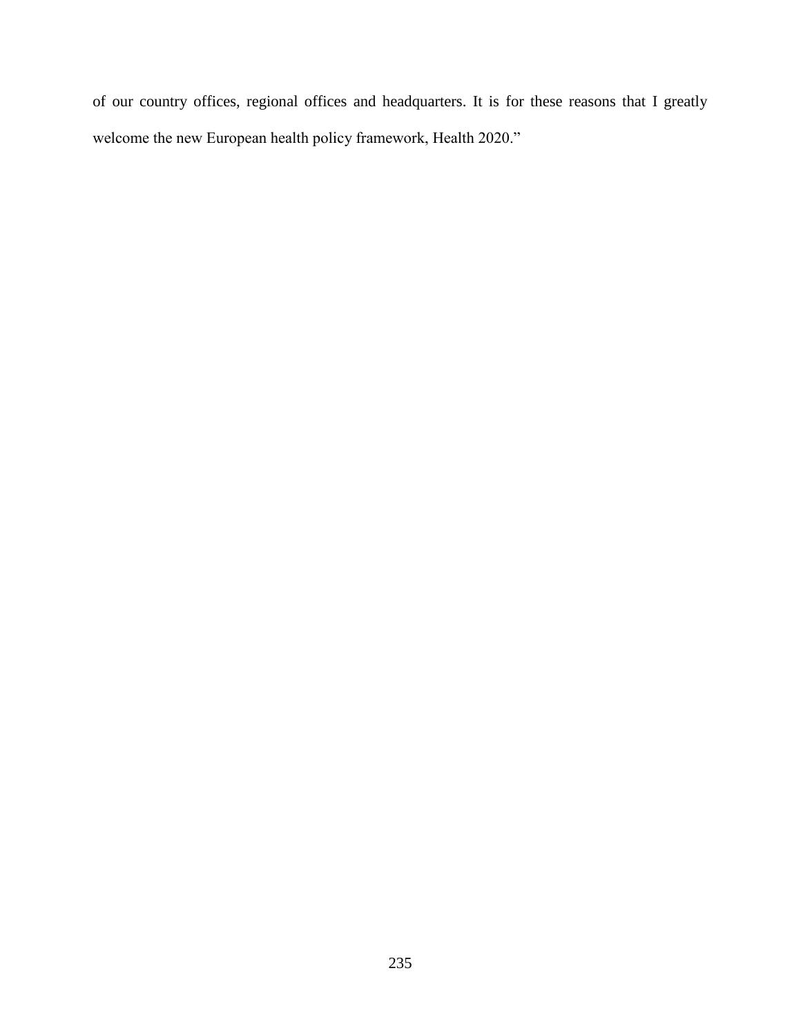of our country offices, regional offices and headquarters. It is for these reasons that I greatly welcome the new European health policy framework, Health 2020."